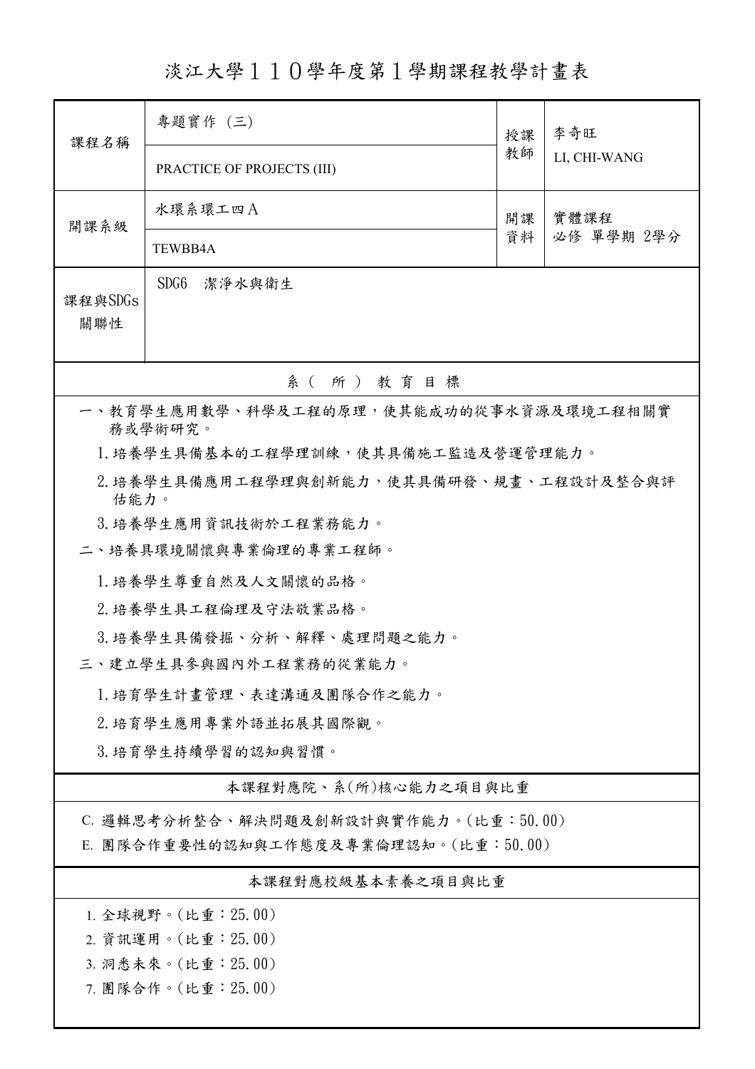# 淡江大學１１０學年度第１學期課程教學計畫表

| 課程名稱 | 專題實作 (三) | 授課教師 | 李奇旺 |
|---|---|---|---|
| | PRACTICE OF PROJECTS (III) | | LI, CHI-WANG |
| 開課系級 | 水環系環工四Ａ | 開課資料 | 實體課程<br>必修 單學期 2學分 |
| | TEWBB4A | | |
| 課程與SDGs關聯性 | SDG6　潔淨水與衛生 | | |

## 系（所）教育目標

一、教育學生應用數學、科學及工程的原理，使其能成功的從事水資源及環境工程相關實務或學術研究。

1. 培養學生具備基本的工程學理訓練，使其具備施工監造及營運管理能力。
2. 培養學生具備應用工程學理與創新能力，使其具備研發、規畫、工程設計及整合與評估能力。
3. 培養學生應用資訊技術於工程業務能力。

二、培養具環境關懷與專業倫理的專業工程師。

1. 培養學生尊重自然及人文關懷的品格。
2. 培養學生具工程倫理及守法敬業品格。
3. 培養學生具備發掘、分析、解釋、處理問題之能力。

三、建立學生具參與國內外工程業務的從業能力。

1. 培育學生計畫管理、表達溝通及團隊合作之能力。
2. 培育學生應用專業外語並拓展其國際觀。
3. 培育學生持續學習的認知與習慣。

## 本課程對應院、系(所)核心能力之項目與比重

C. 邏輯思考分析整合、解決問題及創新設計與實作能力。(比重：50.00)

E. 團隊合作重要性的認知與工作態度及專業倫理認知。(比重：50.00)

## 本課程對應校級基本素養之項目與比重

1. 全球視野。(比重：25.00)
2. 資訊運用。(比重：25.00)
3. 洞悉未來。(比重：25.00)
7. 團隊合作。(比重：25.00)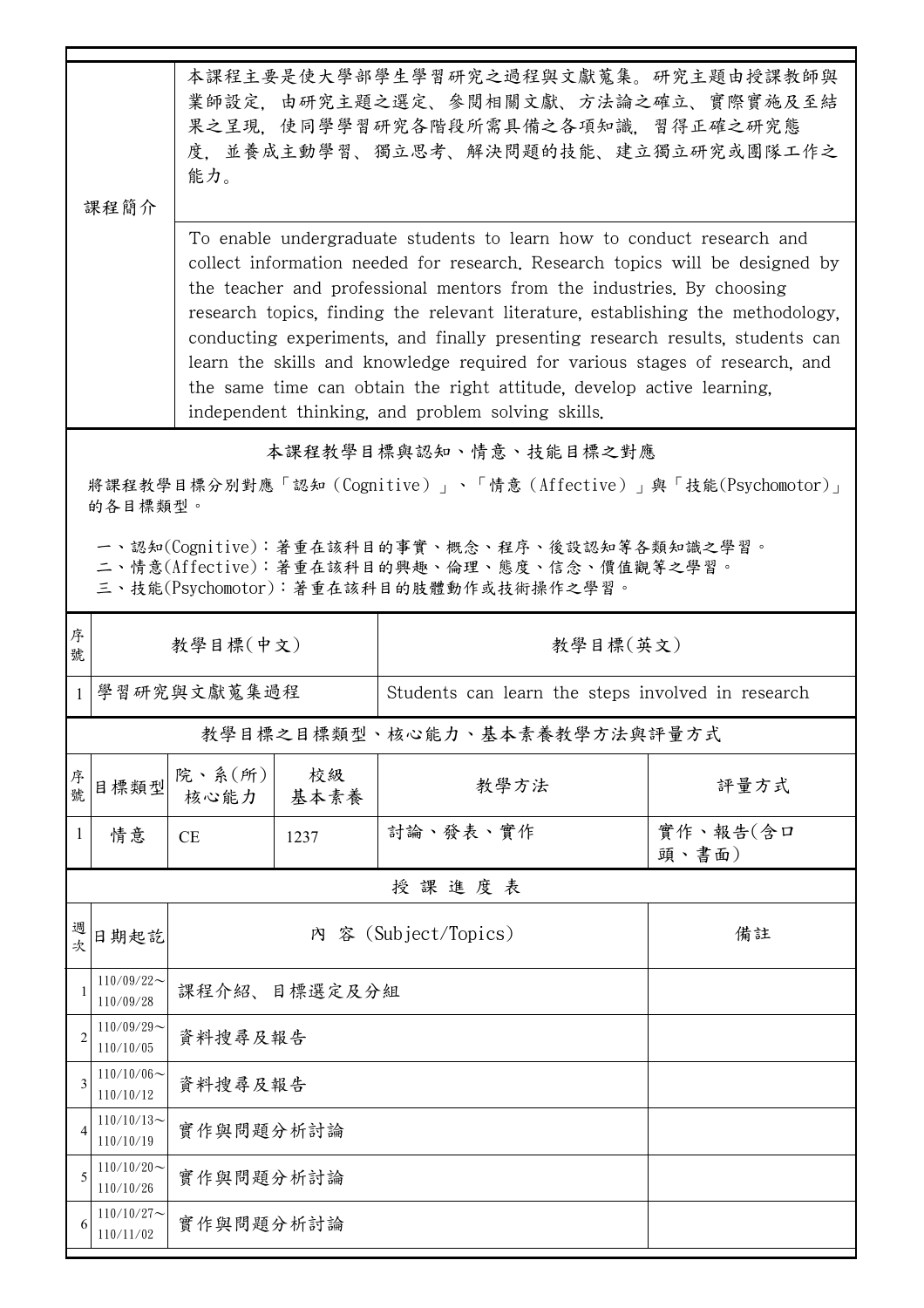| 課程簡介 | 本課程主要是使大學部學生學習研究之過程與文獻蒐集。研究主題由授課教師與業師設定，由研究主題之選定、參閱相關文獻、方法論之確立、實際實施及至結果之呈現，使同學學習研究各階段所需具備之各項知識，習得正確之研究態度，並養成主動學習、獨立思考、解決問題的技能、建立獨立研究或團隊工作之能力。 |
|---|---|
| | To enable undergraduate students to learn how to conduct research and collect information needed for research. Research topics will be designed by the teacher and professional mentors from the industries. By choosing research topics, finding the relevant literature, establishing the methodology, conducting experiments, and finally presenting research results, students can learn the skills and knowledge required for various stages of research, and the same time can obtain the right attitude, develop active learning, independent thinking, and problem solving skills. |

## 本課程教學目標與認知、情意、技能目標之對應

將課程教學目標分別對應「認知（Cognitive）」、「情意（Affective）」與「技能(Psychomotor)」的各目標類型。

一、認知(Cognitive)：著重在該科目的事實、概念、程序、後設認知等各類知識之學習。
二、情意(Affective)：著重在該科目的興趣、倫理、態度、信念、價值觀等之學習。
三、技能(Psychomotor)：著重在該科目的肢體動作或技術操作之學習。

| 序號 | 教學目標(中文) | 教學目標(英文) |
|---|---|---|
| 1 | 學習研究與文獻蒐集過程 | Students can learn the steps involved in research |

## 教學目標之目標類型、核心能力、基本素養教學方法與評量方式

| 序號 | 目標類型 | 院、系(所)核心能力 | 校級基本素養 | 教學方法 | 評量方式 |
|---|---|---|---|---|---|
| 1 | 情意 | CE | 1237 | 討論、發表、實作 | 實作、報告(含口頭、書面) |

## 授課進度表

| 週次 | 日期起訖 | 內 容 (Subject/Topics) | 備註 |
|---|---|---|---|
| 1 | 110/09/22～110/09/28 | 課程介紹、目標選定及分組 | |
| 2 | 110/09/29～110/10/05 | 資料搜尋及報告 | |
| 3 | 110/10/06～110/10/12 | 資料搜尋及報告 | |
| 4 | 110/10/13～110/10/19 | 實作與問題分析討論 | |
| 5 | 110/10/20～110/10/26 | 實作與問題分析討論 | |
| 6 | 110/10/27～110/11/02 | 實作與問題分析討論 | |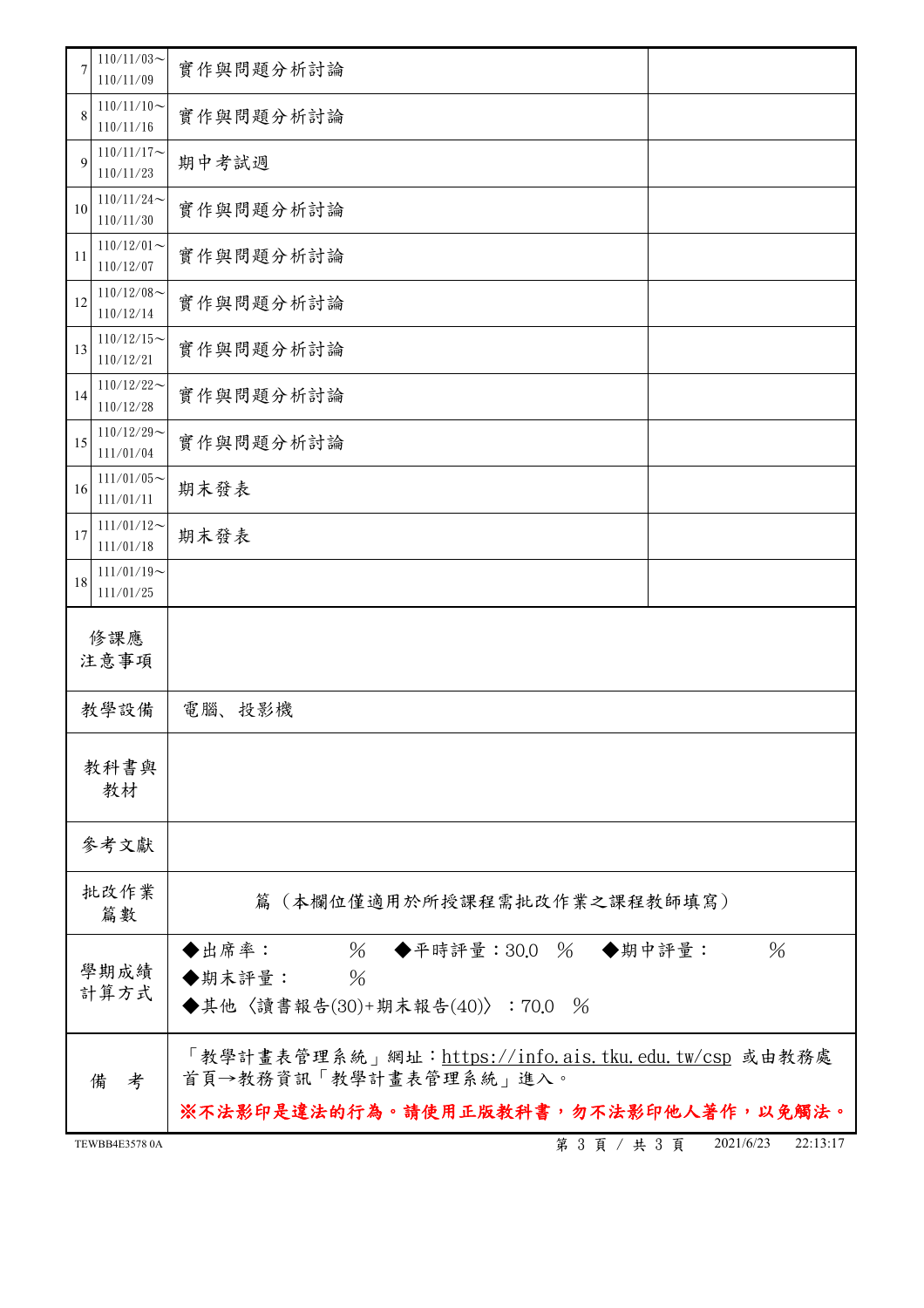| | | | |
|---|---|---|---|
| 7 | 110/11/03～<br>110/11/09 | 實作與問題分析討論 | |
| 8 | 110/11/10～<br>110/11/16 | 實作與問題分析討論 | |
| 9 | 110/11/17～<br>110/11/23 | 期中考試週 | |
| 10 | 110/11/24～<br>110/11/30 | 實作與問題分析討論 | |
| 11 | 110/12/01～<br>110/12/07 | 實作與問題分析討論 | |
| 12 | 110/12/08～<br>110/12/14 | 實作與問題分析討論 | |
| 13 | 110/12/15～<br>110/12/21 | 實作與問題分析討論 | |
| 14 | 110/12/22～<br>110/12/28 | 實作與問題分析討論 | |
| 15 | 110/12/29～<br>111/01/04 | 實作與問題分析討論 | |
| 16 | 111/01/05～<br>111/01/11 | 期末發表 | |
| 17 | 111/01/12～<br>111/01/18 | 期末發表 | |
| 18 | 111/01/19～<br>111/01/25 | | |

| | |
|---|---|
| 修課應注意事項 | |
| 教學設備 | 電腦、投影機 |
| 教科書與教材 | |
| 參考文獻 | |
| 批改作業篇數 | 篇（本欄位僅適用於所授課程需批改作業之課程教師填寫） |
| 學期成績計算方式 | ◆出席率： ％ ◆平時評量：30.0 ％ ◆期中評量： ％<br>◆期末評量： ％<br>◆其他〈讀書報告(30)+期末報告(40)〉：70.0 ％ |
| 備　考 | 「教學計畫表管理系統」網址：https://info.ais.tku.edu.tw/csp 或由教務處首頁→教務資訊「教學計畫表管理系統」進入。<br>**※不法影印是違法的行為。請使用正版教科書，勿不法影印他人著作，以免觸法。** |

TEWBB4E3578 0A　　2021/6/23　22:13:17